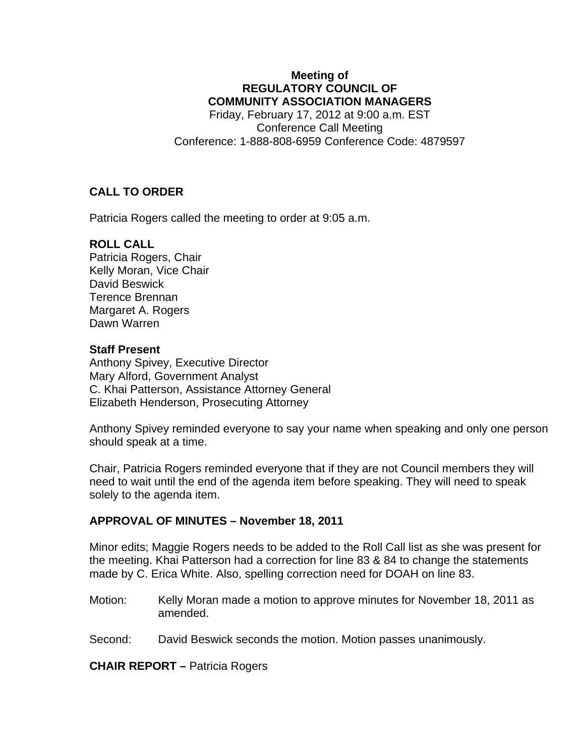**Meeting of**
**REGULATORY COUNCIL OF**
**COMMUNITY ASSOCIATION MANAGERS**
Friday, February 17, 2012 at 9:00 a.m. EST
Conference Call Meeting
Conference: 1-888-808-6959 Conference Code: 4879597

## CALL TO ORDER

Patricia Rogers called the meeting to order at 9:05 a.m.

## ROLL CALL

Patricia Rogers, Chair
Kelly Moran, Vice Chair
David Beswick
Terence Brennan
Margaret A. Rogers
Dawn Warren

### Staff Present

Anthony Spivey, Executive Director
Mary Alford, Government Analyst
C. Khai Patterson, Assistance Attorney General
Elizabeth Henderson, Prosecuting Attorney

Anthony Spivey reminded everyone to say your name when speaking and only one person should speak at a time.

Chair, Patricia Rogers reminded everyone that if they are not Council members they will need to wait until the end of the agenda item before speaking. They will need to speak solely to the agenda item.

## APPROVAL OF MINUTES – November 18, 2011

Minor edits; Maggie Rogers needs to be added to the Roll Call list as she was present for the meeting. Khai Patterson had a correction for line 83 & 84 to change the statements made by C. Erica White. Also, spelling correction need for DOAH on line 83.

Motion: Kelly Moran made a motion to approve minutes for November 18, 2011 as amended.

Second: David Beswick seconds the motion. Motion passes unanimously.

**CHAIR REPORT –** Patricia Rogers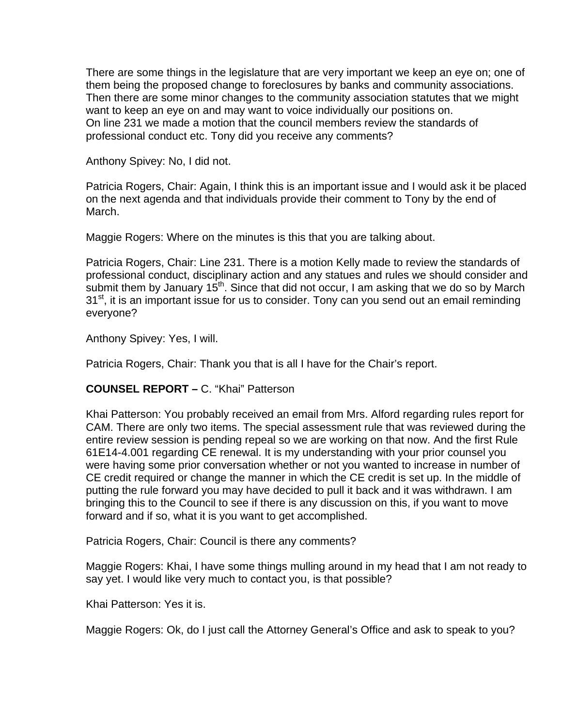There are some things in the legislature that are very important we keep an eye on; one of them being the proposed change to foreclosures by banks and community associations. Then there are some minor changes to the community association statutes that we might want to keep an eye on and may want to voice individually our positions on.
On line 231 we made a motion that the council members review the standards of professional conduct etc. Tony did you receive any comments?

Anthony Spivey: No, I did not.

Patricia Rogers, Chair: Again, I think this is an important issue and I would ask it be placed on the next agenda and that individuals provide their comment to Tony by the end of March.

Maggie Rogers: Where on the minutes is this that you are talking about.

Patricia Rogers, Chair: Line 231. There is a motion Kelly made to review the standards of professional conduct, disciplinary action and any statues and rules we should consider and submit them by January 15th. Since that did not occur, I am asking that we do so by March 31st, it is an important issue for us to consider. Tony can you send out an email reminding everyone?

Anthony Spivey: Yes, I will.

Patricia Rogers, Chair: Thank you that is all I have for the Chair's report.

**COUNSEL REPORT –** C. "Khai" Patterson

Khai Patterson: You probably received an email from Mrs. Alford regarding rules report for CAM. There are only two items. The special assessment rule that was reviewed during the entire review session is pending repeal so we are working on that now. And the first Rule 61E14-4.001 regarding CE renewal. It is my understanding with your prior counsel you were having some prior conversation whether or not you wanted to increase in number of CE credit required or change the manner in which the CE credit is set up. In the middle of putting the rule forward you may have decided to pull it back and it was withdrawn. I am bringing this to the Council to see if there is any discussion on this, if you want to move forward and if so, what it is you want to get accomplished.

Patricia Rogers, Chair: Council is there any comments?

Maggie Rogers: Khai, I have some things mulling around in my head that I am not ready to say yet. I would like very much to contact you, is that possible?

Khai Patterson: Yes it is.

Maggie Rogers: Ok, do I just call the Attorney General's Office and ask to speak to you?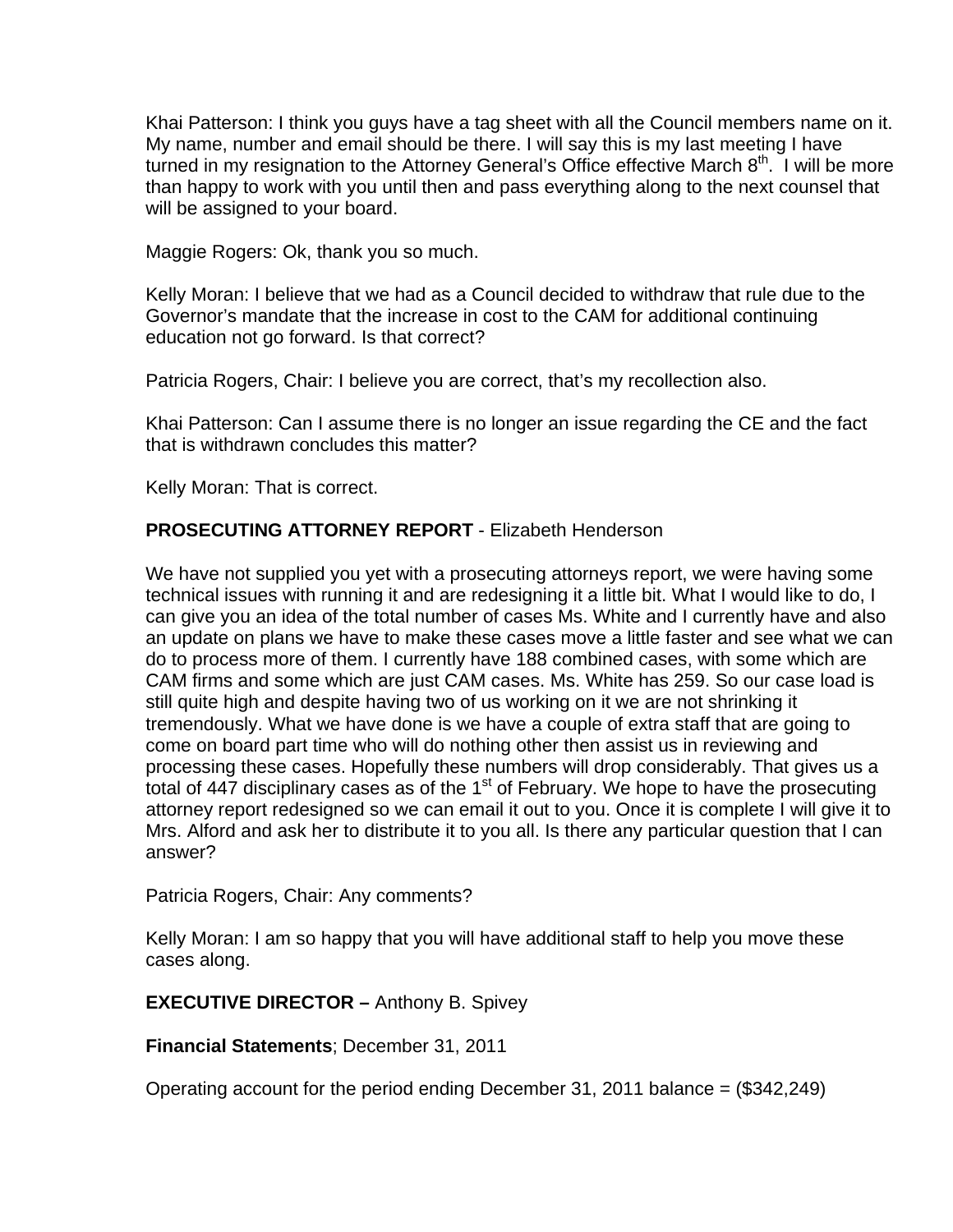Khai Patterson: I think you guys have a tag sheet with all the Council members name on it. My name, number and email should be there. I will say this is my last meeting I have turned in my resignation to the Attorney General's Office effective March 8th. I will be more than happy to work with you until then and pass everything along to the next counsel that will be assigned to your board.

Maggie Rogers: Ok, thank you so much.

Kelly Moran: I believe that we had as a Council decided to withdraw that rule due to the Governor's mandate that the increase in cost to the CAM for additional continuing education not go forward. Is that correct?

Patricia Rogers, Chair: I believe you are correct, that's my recollection also.

Khai Patterson: Can I assume there is no longer an issue regarding the CE and the fact that is withdrawn concludes this matter?

Kelly Moran: That is correct.

**PROSECUTING ATTORNEY REPORT** - Elizabeth Henderson

We have not supplied you yet with a prosecuting attorneys report, we were having some technical issues with running it and are redesigning it a little bit. What I would like to do, I can give you an idea of the total number of cases Ms. White and I currently have and also an update on plans we have to make these cases move a little faster and see what we can do to process more of them. I currently have 188 combined cases, with some which are CAM firms and some which are just CAM cases. Ms. White has 259. So our case load is still quite high and despite having two of us working on it we are not shrinking it tremendously. What we have done is we have a couple of extra staff that are going to come on board part time who will do nothing other then assist us in reviewing and processing these cases. Hopefully these numbers will drop considerably. That gives us a total of 447 disciplinary cases as of the 1st of February. We hope to have the prosecuting attorney report redesigned so we can email it out to you. Once it is complete I will give it to Mrs. Alford and ask her to distribute it to you all. Is there any particular question that I can answer?

Patricia Rogers, Chair: Any comments?

Kelly Moran: I am so happy that you will have additional staff to help you move these cases along.

**EXECUTIVE DIRECTOR –** Anthony B. Spivey

**Financial Statements**; December 31, 2011

Operating account for the period ending December 31, 2011 balance = ($342,249)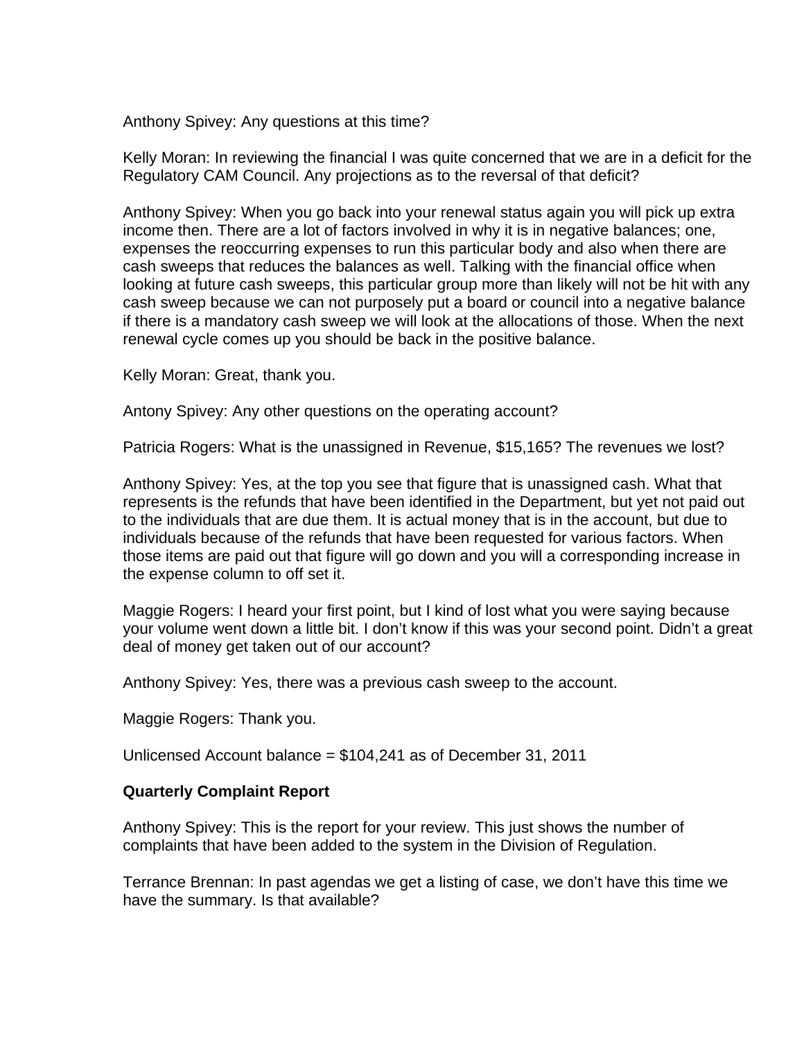Anthony Spivey: Any questions at this time?

Kelly Moran: In reviewing the financial I was quite concerned that we are in a deficit for the Regulatory CAM Council. Any projections as to the reversal of that deficit?

Anthony Spivey: When you go back into your renewal status again you will pick up extra income then. There are a lot of factors involved in why it is in negative balances; one, expenses the reoccurring expenses to run this particular body and also when there are cash sweeps that reduces the balances as well. Talking with the financial office when looking at future cash sweeps, this particular group more than likely will not be hit with any cash sweep because we can not purposely put a board or council into a negative balance if there is a mandatory cash sweep we will look at the allocations of those. When the next renewal cycle comes up you should be back in the positive balance.

Kelly Moran: Great, thank you.

Antony Spivey: Any other questions on the operating account?

Patricia Rogers: What is the unassigned in Revenue, $15,165? The revenues we lost?

Anthony Spivey: Yes, at the top you see that figure that is unassigned cash. What that represents is the refunds that have been identified in the Department, but yet not paid out to the individuals that are due them. It is actual money that is in the account, but due to individuals because of the refunds that have been requested for various factors. When those items are paid out that figure will go down and you will a corresponding increase in the expense column to off set it.

Maggie Rogers: I heard your first point, but I kind of lost what you were saying because your volume went down a little bit. I don't know if this was your second point. Didn't a great deal of money get taken out of our account?

Anthony Spivey: Yes, there was a previous cash sweep to the account.

Maggie Rogers: Thank you.

Unlicensed Account balance = $104,241 as of December 31, 2011

**Quarterly Complaint Report**

Anthony Spivey: This is the report for your review. This just shows the number of complaints that have been added to the system in the Division of Regulation.

Terrance Brennan: In past agendas we get a listing of case, we don't have this time we have the summary. Is that available?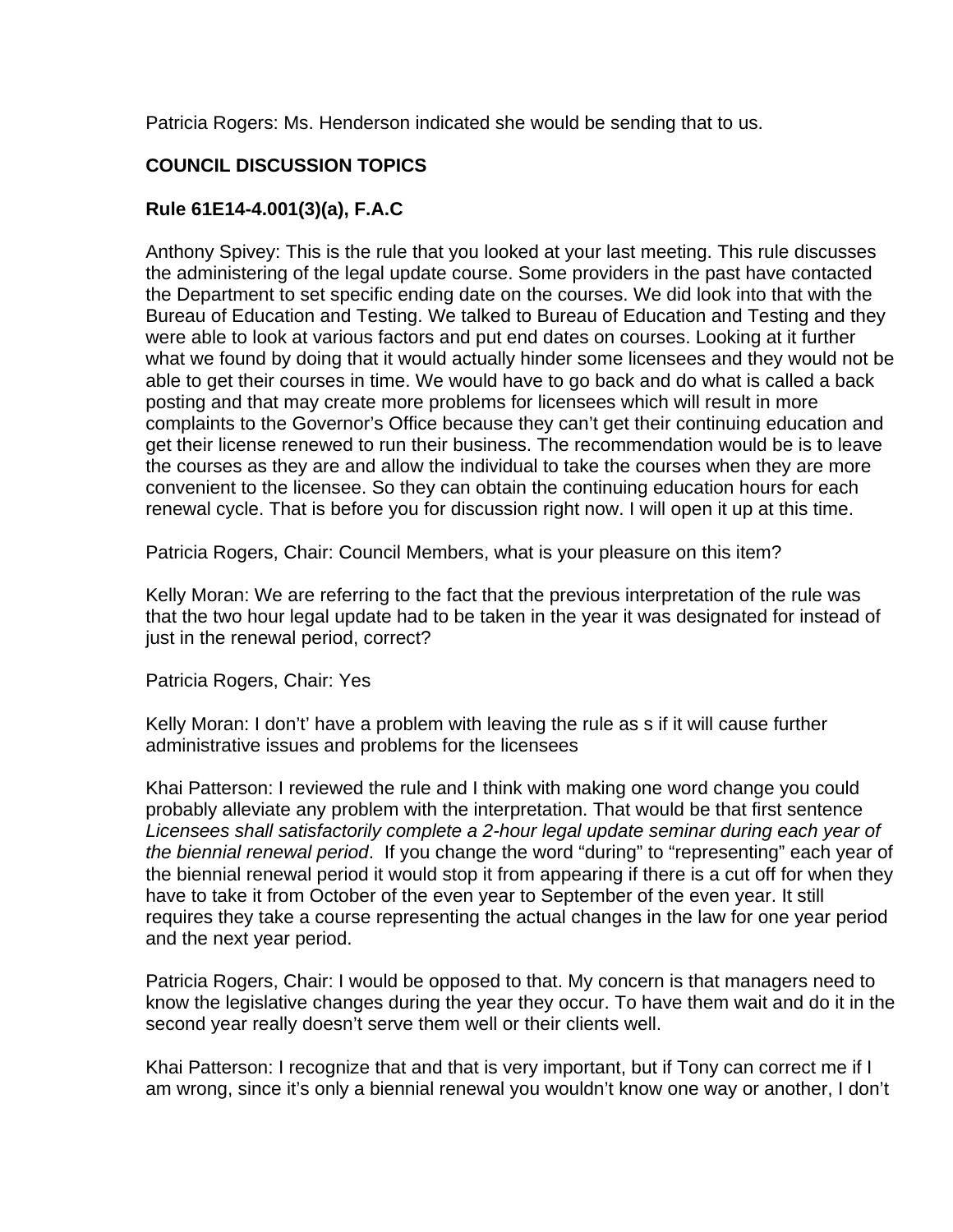Patricia Rogers: Ms. Henderson indicated she would be sending that to us.

**COUNCIL DISCUSSION TOPICS**

**Rule 61E14-4.001(3)(a), F.A.C**

Anthony Spivey: This is the rule that you looked at your last meeting. This rule discusses the administering of the legal update course. Some providers in the past have contacted the Department to set specific ending date on the courses. We did look into that with the Bureau of Education and Testing. We talked to Bureau of Education and Testing and they were able to look at various factors and put end dates on courses. Looking at it further what we found by doing that it would actually hinder some licensees and they would not be able to get their courses in time. We would have to go back and do what is called a back posting and that may create more problems for licensees which will result in more complaints to the Governor's Office because they can't get their continuing education and get their license renewed to run their business. The recommendation would be is to leave the courses as they are and allow the individual to take the courses when they are more convenient to the licensee. So they can obtain the continuing education hours for each renewal cycle. That is before you for discussion right now. I will open it up at this time.

Patricia Rogers, Chair: Council Members, what is your pleasure on this item?

Kelly Moran: We are referring to the fact that the previous interpretation of the rule was that the two hour legal update had to be taken in the year it was designated for instead of just in the renewal period, correct?

Patricia Rogers, Chair: Yes

Kelly Moran: I don't' have a problem with leaving the rule as s if it will cause further administrative issues and problems for the licensees

Khai Patterson: I reviewed the rule and I think with making one word change you could probably alleviate any problem with the interpretation. That would be that first sentence *Licensees shall satisfactorily complete a 2-hour legal update seminar during each year of the biennial renewal period*. If you change the word "during" to "representing" each year of the biennial renewal period it would stop it from appearing if there is a cut off for when they have to take it from October of the even year to September of the even year. It still requires they take a course representing the actual changes in the law for one year period and the next year period.

Patricia Rogers, Chair: I would be opposed to that. My concern is that managers need to know the legislative changes during the year they occur. To have them wait and do it in the second year really doesn't serve them well or their clients well.

Khai Patterson: I recognize that and that is very important, but if Tony can correct me if I am wrong, since it's only a biennial renewal you wouldn't know one way or another, I don't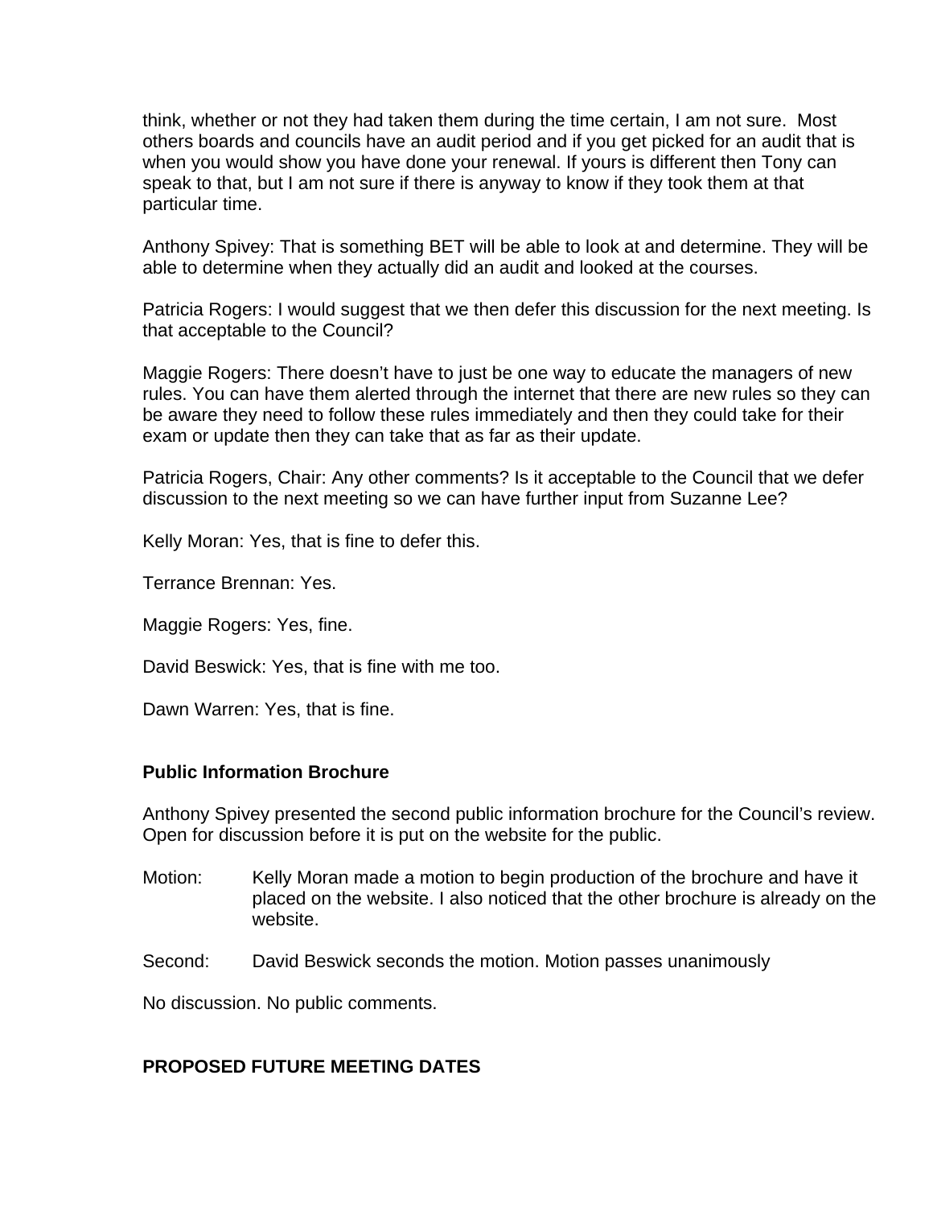think, whether or not they had taken them during the time certain, I am not sure. Most others boards and councils have an audit period and if you get picked for an audit that is when you would show you have done your renewal. If yours is different then Tony can speak to that, but I am not sure if there is anyway to know if they took them at that particular time.

Anthony Spivey: That is something BET will be able to look at and determine. They will be able to determine when they actually did an audit and looked at the courses.

Patricia Rogers: I would suggest that we then defer this discussion for the next meeting. Is that acceptable to the Council?

Maggie Rogers: There doesn't have to just be one way to educate the managers of new rules. You can have them alerted through the internet that there are new rules so they can be aware they need to follow these rules immediately and then they could take for their exam or update then they can take that as far as their update.

Patricia Rogers, Chair: Any other comments? Is it acceptable to the Council that we defer discussion to the next meeting so we can have further input from Suzanne Lee?

Kelly Moran: Yes, that is fine to defer this.

Terrance Brennan: Yes.

Maggie Rogers: Yes, fine.

David Beswick: Yes, that is fine with me too.

Dawn Warren: Yes, that is fine.

**Public Information Brochure**

Anthony Spivey presented the second public information brochure for the Council's review. Open for discussion before it is put on the website for the public.

Motion: Kelly Moran made a motion to begin production of the brochure and have it placed on the website. I also noticed that the other brochure is already on the website.

Second: David Beswick seconds the motion. Motion passes unanimously

No discussion. No public comments.

**PROPOSED FUTURE MEETING DATES**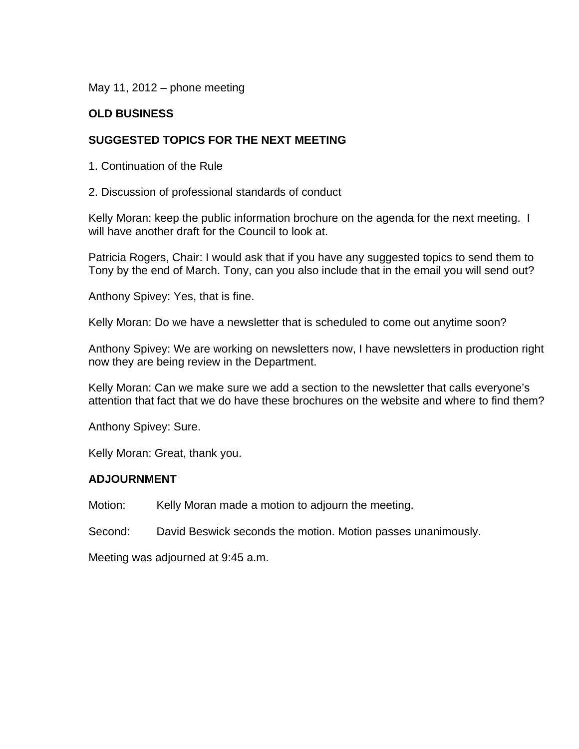May 11, 2012 – phone meeting

**OLD BUSINESS**

**SUGGESTED TOPICS FOR THE NEXT MEETING**

1. Continuation of the Rule

2. Discussion of professional standards of conduct

Kelly Moran: keep the public information brochure on the agenda for the next meeting. I will have another draft for the Council to look at.

Patricia Rogers, Chair: I would ask that if you have any suggested topics to send them to Tony by the end of March. Tony, can you also include that in the email you will send out?

Anthony Spivey: Yes, that is fine.

Kelly Moran: Do we have a newsletter that is scheduled to come out anytime soon?

Anthony Spivey: We are working on newsletters now, I have newsletters in production right now they are being review in the Department.

Kelly Moran: Can we make sure we add a section to the newsletter that calls everyone's attention that fact that we do have these brochures on the website and where to find them?

Anthony Spivey: Sure.

Kelly Moran: Great, thank you.

**ADJOURNMENT**

Motion: Kelly Moran made a motion to adjourn the meeting.

Second: David Beswick seconds the motion. Motion passes unanimously.

Meeting was adjourned at 9:45 a.m.